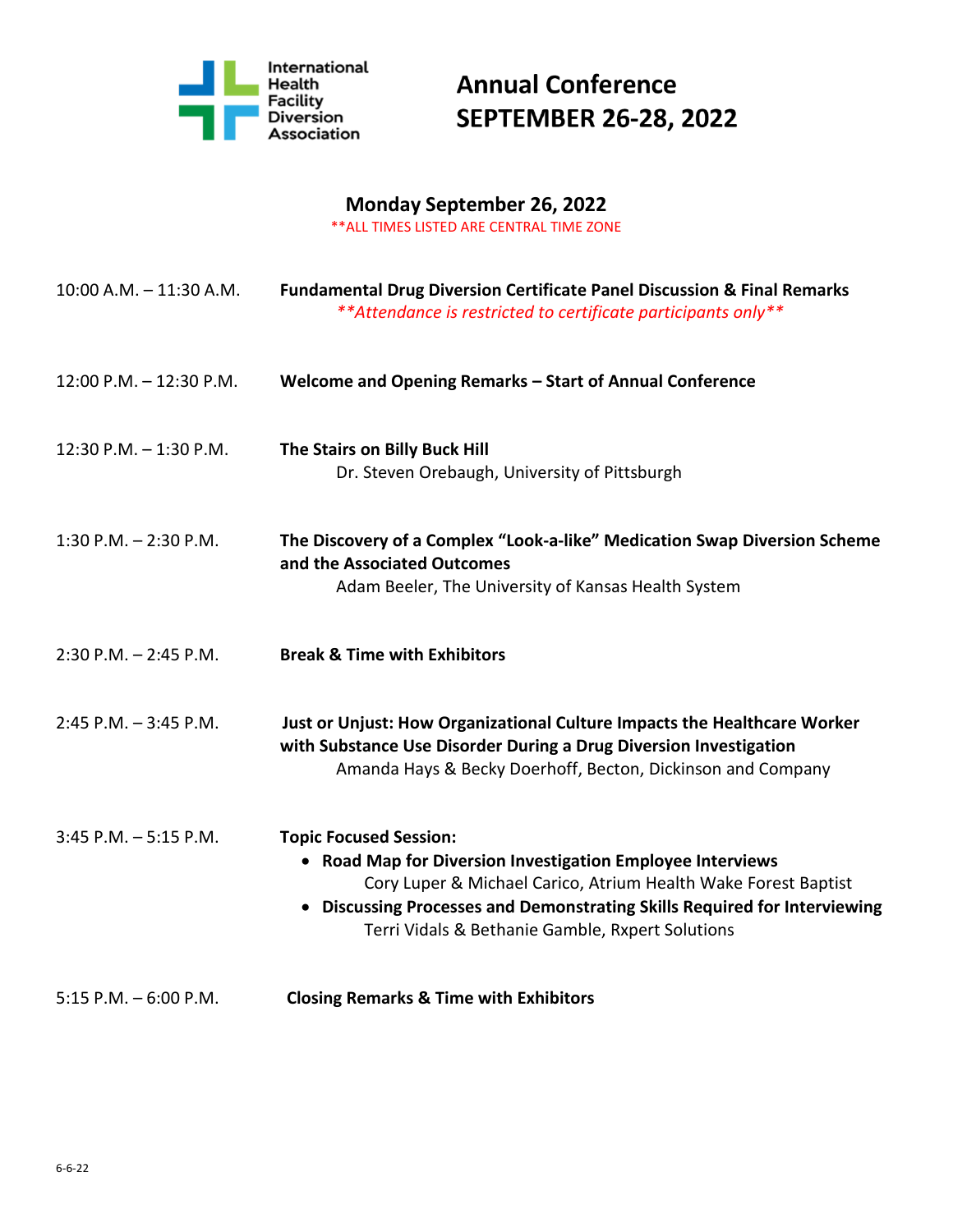International Health Facility Diversion Association

# Annual Conference
# SEPTEMBER 26-28, 2022

## Monday September 26, 2022

**ALL TIMES LISTED ARE CENTRAL TIME ZONE**

10:00 A.M. – 11:30 A.M. **Fundamental Drug Diversion Certificate Panel Discussion & Final Remarks**
*\*\*Attendance is restricted to certificate participants only\*\**

12:00 P.M. – 12:30 P.M. **Welcome and Opening Remarks – Start of Annual Conference**

12:30 P.M. – 1:30 P.M. **The Stairs on Billy Buck Hill**
Dr. Steven Orebaugh, University of Pittsburgh

1:30 P.M. – 2:30 P.M. **The Discovery of a Complex "Look-a-like" Medication Swap Diversion Scheme and the Associated Outcomes**
Adam Beeler, The University of Kansas Health System

2:30 P.M. – 2:45 P.M. **Break & Time with Exhibitors**

2:45 P.M. – 3:45 P.M. **Just or Unjust: How Organizational Culture Impacts the Healthcare Worker with Substance Use Disorder During a Drug Diversion Investigation**
Amanda Hays & Becky Doerhoff, Becton, Dickinson and Company

3:45 P.M. – 5:15 P.M. **Topic Focused Session:**

- **Road Map for Diversion Investigation Employee Interviews**
  Cory Luper & Michael Carico, Atrium Health Wake Forest Baptist
- **Discussing Processes and Demonstrating Skills Required for Interviewing**
  Terri Vidals & Bethanie Gamble, Rxpert Solutions

5:15 P.M. – 6:00 P.M. **Closing Remarks & Time with Exhibitors**

6-6-22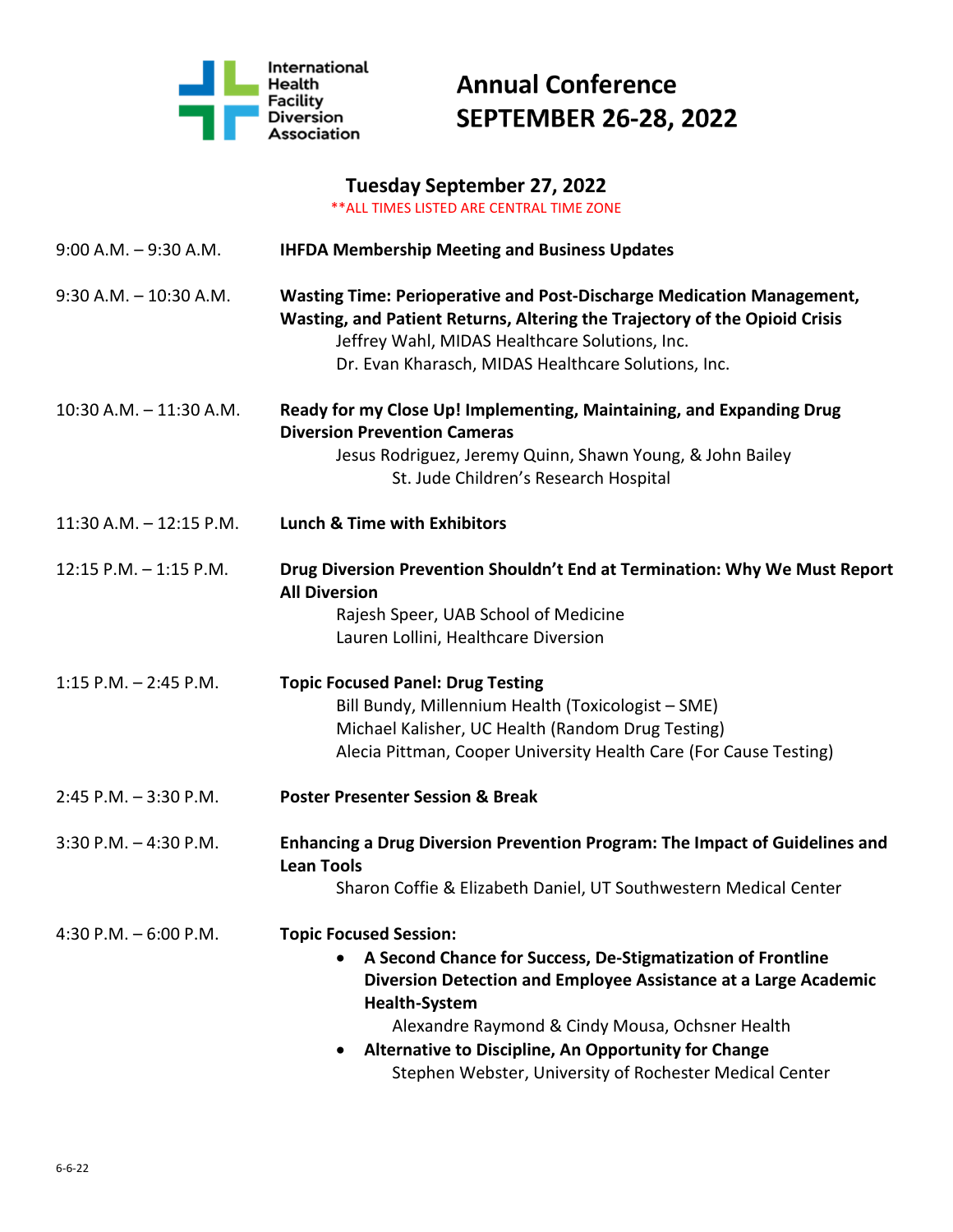International Health Facility Diversion Association

# Annual Conference SEPTEMBER 26-28, 2022

## Tuesday September 27, 2022

**ALL TIMES LISTED ARE CENTRAL TIME ZONE

| | |
|---|---|
| 9:00 A.M. – 9:30 A.M. | **IHFDA Membership Meeting and Business Updates** |
| 9:30 A.M. – 10:30 A.M. | **Wasting Time: Perioperative and Post-Discharge Medication Management, Wasting, and Patient Returns, Altering the Trajectory of the Opioid Crisis**<br>Jeffrey Wahl, MIDAS Healthcare Solutions, Inc.<br>Dr. Evan Kharasch, MIDAS Healthcare Solutions, Inc. |
| 10:30 A.M. – 11:30 A.M. | **Ready for my Close Up! Implementing, Maintaining, and Expanding Drug Diversion Prevention Cameras**<br>Jesus Rodriguez, Jeremy Quinn, Shawn Young, & John Bailey<br>St. Jude Children's Research Hospital |
| 11:30 A.M. – 12:15 P.M. | **Lunch & Time with Exhibitors** |
| 12:15 P.M. – 1:15 P.M. | **Drug Diversion Prevention Shouldn't End at Termination: Why We Must Report All Diversion**<br>Rajesh Speer, UAB School of Medicine<br>Lauren Lollini, Healthcare Diversion |
| 1:15 P.M. – 2:45 P.M. | **Topic Focused Panel: Drug Testing**<br>Bill Bundy, Millennium Health (Toxicologist – SME)<br>Michael Kalisher, UC Health (Random Drug Testing)<br>Alecia Pittman, Cooper University Health Care (For Cause Testing) |
| 2:45 P.M. – 3:30 P.M. | **Poster Presenter Session & Break** |
| 3:30 P.M. – 4:30 P.M. | **Enhancing a Drug Diversion Prevention Program: The Impact of Guidelines and Lean Tools**<br>Sharon Coffie & Elizabeth Daniel, UT Southwestern Medical Center |
| 4:30 P.M. – 6:00 P.M. | **Topic Focused Session:**<br>• **A Second Chance for Success, De-Stigmatization of Frontline Diversion Detection and Employee Assistance at a Large Academic Health-System**<br>Alexandre Raymond & Cindy Mousa, Ochsner Health<br>• **Alternative to Discipline, An Opportunity for Change**<br>Stephen Webster, University of Rochester Medical Center |

6-6-22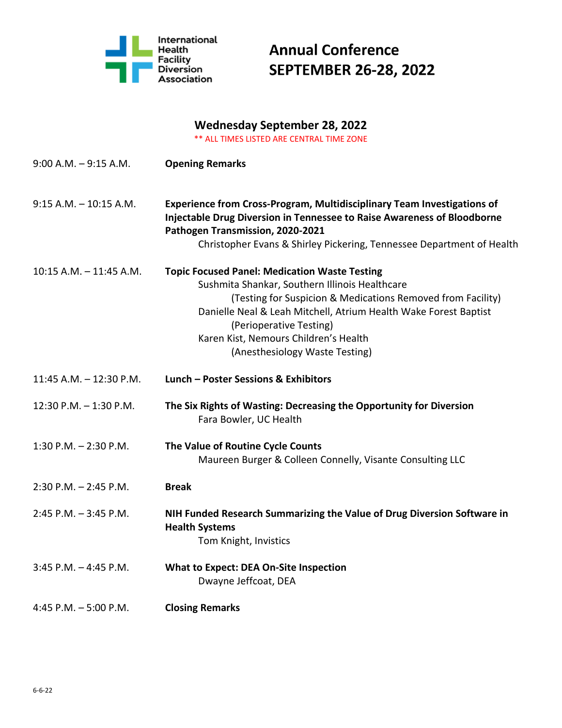International Health Facility Diversion Association

# Annual Conference SEPTEMBER 26-28, 2022

## Wednesday September 28, 2022

** ALL TIMES LISTED ARE CENTRAL TIME ZONE

| Time | Session |
|---|---|
| 9:00 A.M. – 9:15 A.M. | **Opening Remarks** |
| 9:15 A.M. – 10:15 A.M. | **Experience from Cross-Program, Multidisciplinary Team Investigations of Injectable Drug Diversion in Tennessee to Raise Awareness of Bloodborne Pathogen Transmission, 2020-2021**<br>Christopher Evans & Shirley Pickering, Tennessee Department of Health |
| 10:15 A.M. – 11:45 A.M. | **Topic Focused Panel: Medication Waste Testing**<br>Sushmita Shankar, Southern Illinois Healthcare<br>(Testing for Suspicion & Medications Removed from Facility)<br>Danielle Neal & Leah Mitchell, Atrium Health Wake Forest Baptist<br>(Perioperative Testing)<br>Karen Kist, Nemours Children's Health<br>(Anesthesiology Waste Testing) |
| 11:45 A.M. – 12:30 P.M. | **Lunch – Poster Sessions & Exhibitors** |
| 12:30 P.M. – 1:30 P.M. | **The Six Rights of Wasting: Decreasing the Opportunity for Diversion**<br>Fara Bowler, UC Health |
| 1:30 P.M. – 2:30 P.M. | **The Value of Routine Cycle Counts**<br>Maureen Burger & Colleen Connelly, Visante Consulting LLC |
| 2:30 P.M. – 2:45 P.M. | **Break** |
| 2:45 P.M. – 3:45 P.M. | **NIH Funded Research Summarizing the Value of Drug Diversion Software in Health Systems**<br>Tom Knight, Invistics |
| 3:45 P.M. – 4:45 P.M. | **What to Expect: DEA On-Site Inspection**<br>Dwayne Jeffcoat, DEA |
| 4:45 P.M. – 5:00 P.M. | **Closing Remarks** |

6-6-22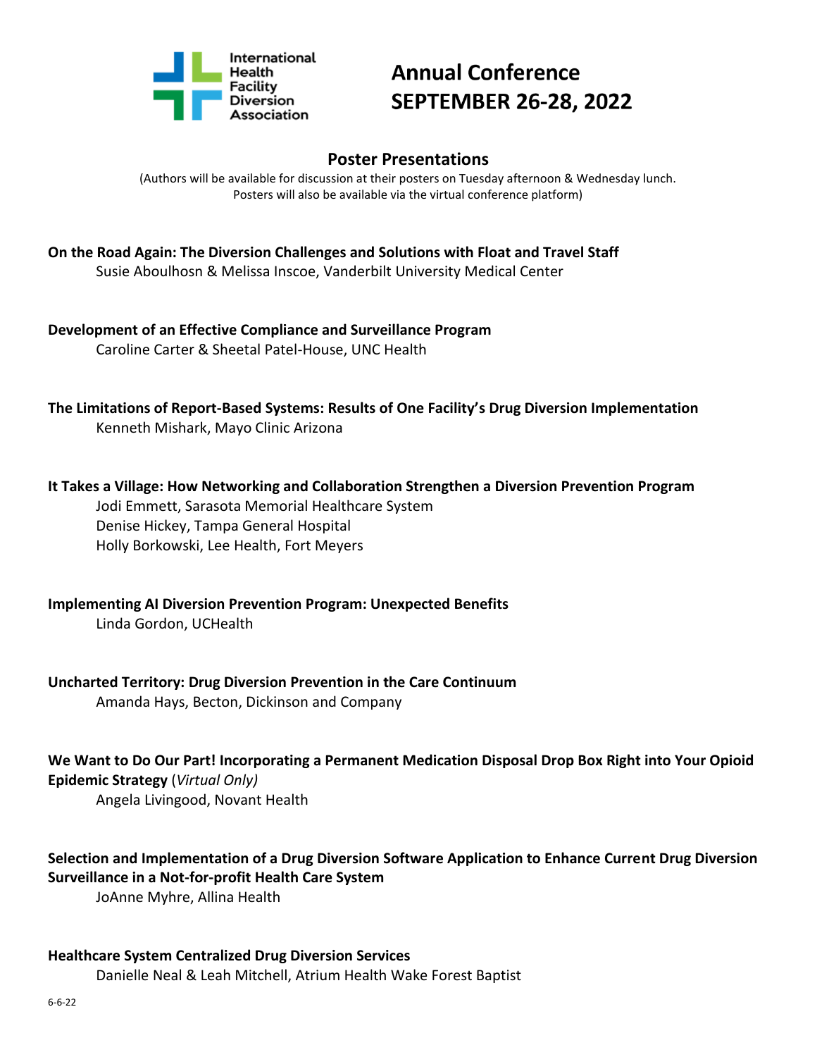International Health Facility Diversion Association

# Annual Conference SEPTEMBER 26-28, 2022

## Poster Presentations

(Authors will be available for discussion at their posters on Tuesday afternoon & Wednesday lunch. Posters will also be available via the virtual conference platform)

**On the Road Again: The Diversion Challenges and Solutions with Float and Travel Staff**
Susie Aboulhosn & Melissa Inscoe, Vanderbilt University Medical Center

**Development of an Effective Compliance and Surveillance Program**
Caroline Carter & Sheetal Patel-House, UNC Health

**The Limitations of Report-Based Systems: Results of One Facility's Drug Diversion Implementation**
Kenneth Mishark, Mayo Clinic Arizona

**It Takes a Village: How Networking and Collaboration Strengthen a Diversion Prevention Program**
Jodi Emmett, Sarasota Memorial Healthcare System
Denise Hickey, Tampa General Hospital
Holly Borkowski, Lee Health, Fort Meyers

**Implementing AI Diversion Prevention Program: Unexpected Benefits**
Linda Gordon, UCHealth

**Uncharted Territory: Drug Diversion Prevention in the Care Continuum**
Amanda Hays, Becton, Dickinson and Company

**We Want to Do Our Part! Incorporating a Permanent Medication Disposal Drop Box Right into Your Opioid Epidemic Strategy** (*Virtual Only)*
Angela Livingood, Novant Health

**Selection and Implementation of a Drug Diversion Software Application to Enhance Current Drug Diversion Surveillance in a Not-for-profit Health Care System**
JoAnne Myhre, Allina Health

**Healthcare System Centralized Drug Diversion Services**
Danielle Neal & Leah Mitchell, Atrium Health Wake Forest Baptist

6-6-22